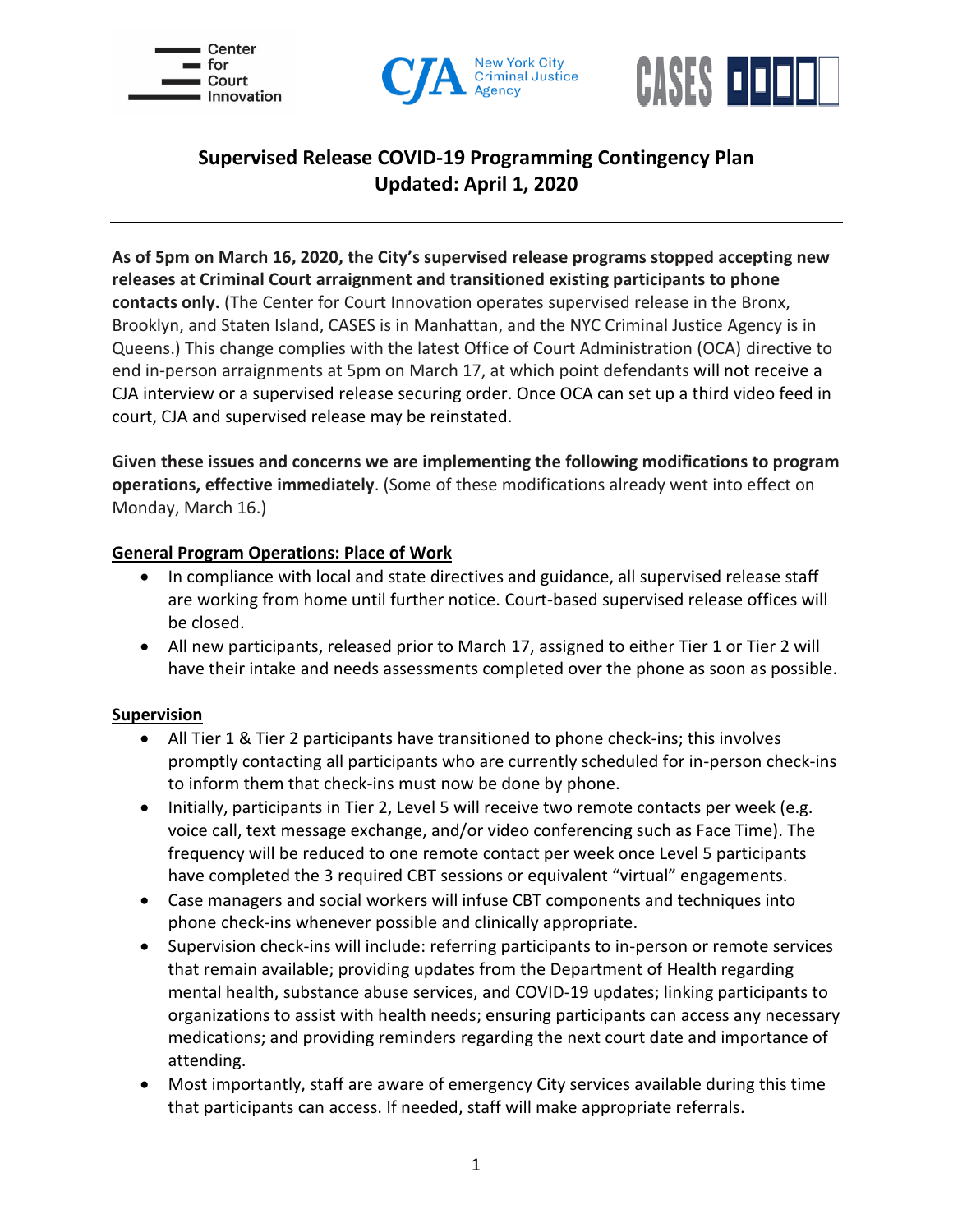# Supervised Release COVID-19 Programming Contingency Plan
## Updated: April 1, 2020

**As of 5pm on March 16, 2020, the City's supervised release programs stopped accepting new releases at Criminal Court arraignment and transitioned existing participants to phone contacts only.** (The Center for Court Innovation operates supervised release in the Bronx, Brooklyn, and Staten Island, CASES is in Manhattan, and the NYC Criminal Justice Agency is in Queens.) This change complies with the latest Office of Court Administration (OCA) directive to end in-person arraignments at 5pm on March 17, at which point defendants will not receive a CJA interview or a supervised release securing order. Once OCA can set up a third video feed in court, CJA and supervised release may be reinstated.

**Given these issues and concerns we are implementing the following modifications to program operations, effective immediately**. (Some of these modifications already went into effect on Monday, March 16.)

### General Program Operations: Place of Work

- In compliance with local and state directives and guidance, all supervised release staff are working from home until further notice. Court-based supervised release offices will be closed.
- All new participants, released prior to March 17, assigned to either Tier 1 or Tier 2 will have their intake and needs assessments completed over the phone as soon as possible.

### Supervision

- All Tier 1 & Tier 2 participants have transitioned to phone check-ins; this involves promptly contacting all participants who are currently scheduled for in-person check-ins to inform them that check-ins must now be done by phone.
- Initially, participants in Tier 2, Level 5 will receive two remote contacts per week (e.g. voice call, text message exchange, and/or video conferencing such as Face Time). The frequency will be reduced to one remote contact per week once Level 5 participants have completed the 3 required CBT sessions or equivalent "virtual" engagements.
- Case managers and social workers will infuse CBT components and techniques into phone check-ins whenever possible and clinically appropriate.
- Supervision check-ins will include: referring participants to in-person or remote services that remain available; providing updates from the Department of Health regarding mental health, substance abuse services, and COVID-19 updates; linking participants to organizations to assist with health needs; ensuring participants can access any necessary medications; and providing reminders regarding the next court date and importance of attending.
- Most importantly, staff are aware of emergency City services available during this time that participants can access. If needed, staff will make appropriate referrals.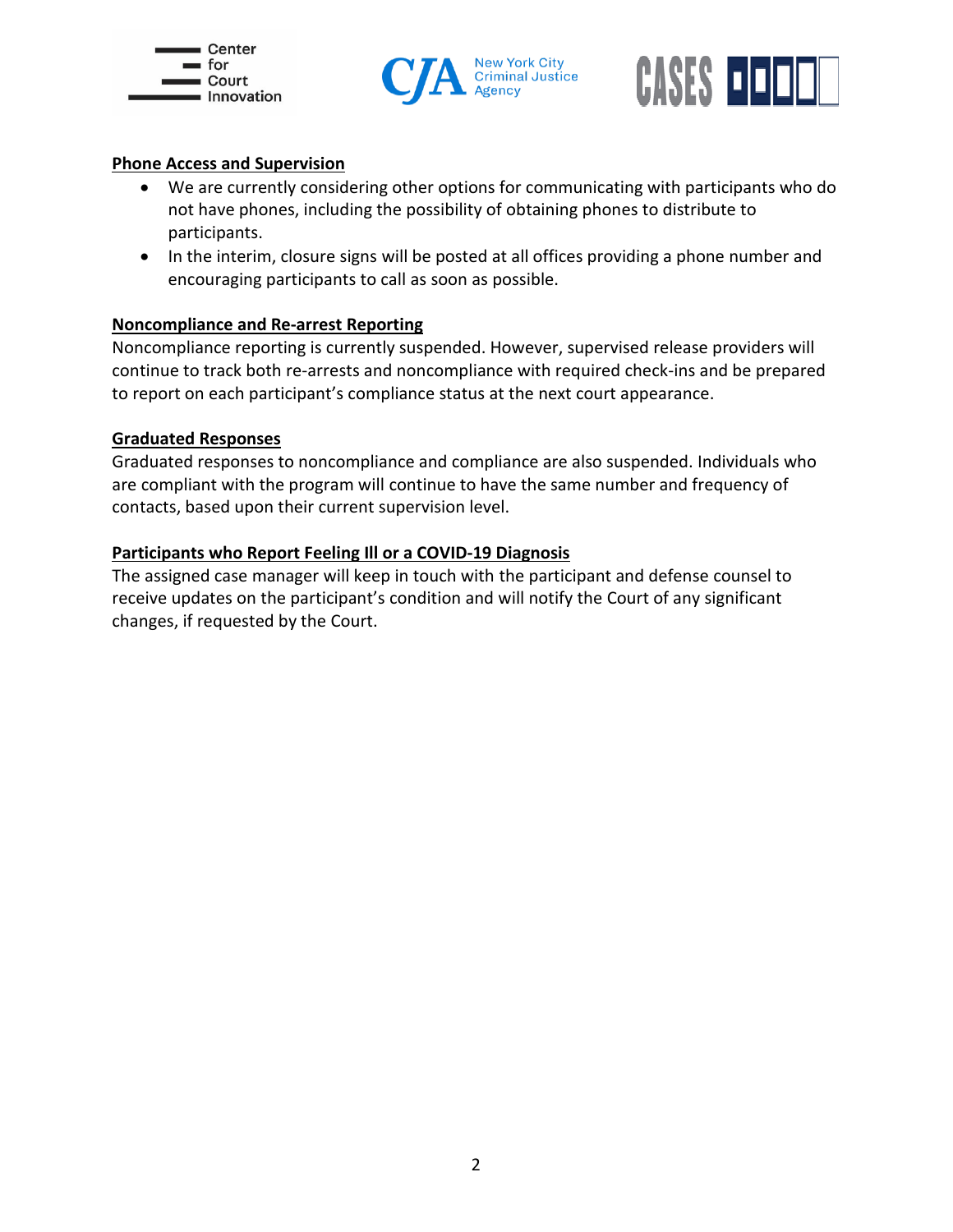**Phone Access and Supervision**

- We are currently considering other options for communicating with participants who do not have phones, including the possibility of obtaining phones to distribute to participants.
- In the interim, closure signs will be posted at all offices providing a phone number and encouraging participants to call as soon as possible.

**Noncompliance and Re-arrest Reporting**

Noncompliance reporting is currently suspended. However, supervised release providers will continue to track both re-arrests and noncompliance with required check-ins and be prepared to report on each participant's compliance status at the next court appearance.

**Graduated Responses**

Graduated responses to noncompliance and compliance are also suspended. Individuals who are compliant with the program will continue to have the same number and frequency of contacts, based upon their current supervision level.

**Participants who Report Feeling Ill or a COVID-19 Diagnosis**

The assigned case manager will keep in touch with the participant and defense counsel to receive updates on the participant's condition and will notify the Court of any significant changes, if requested by the Court.